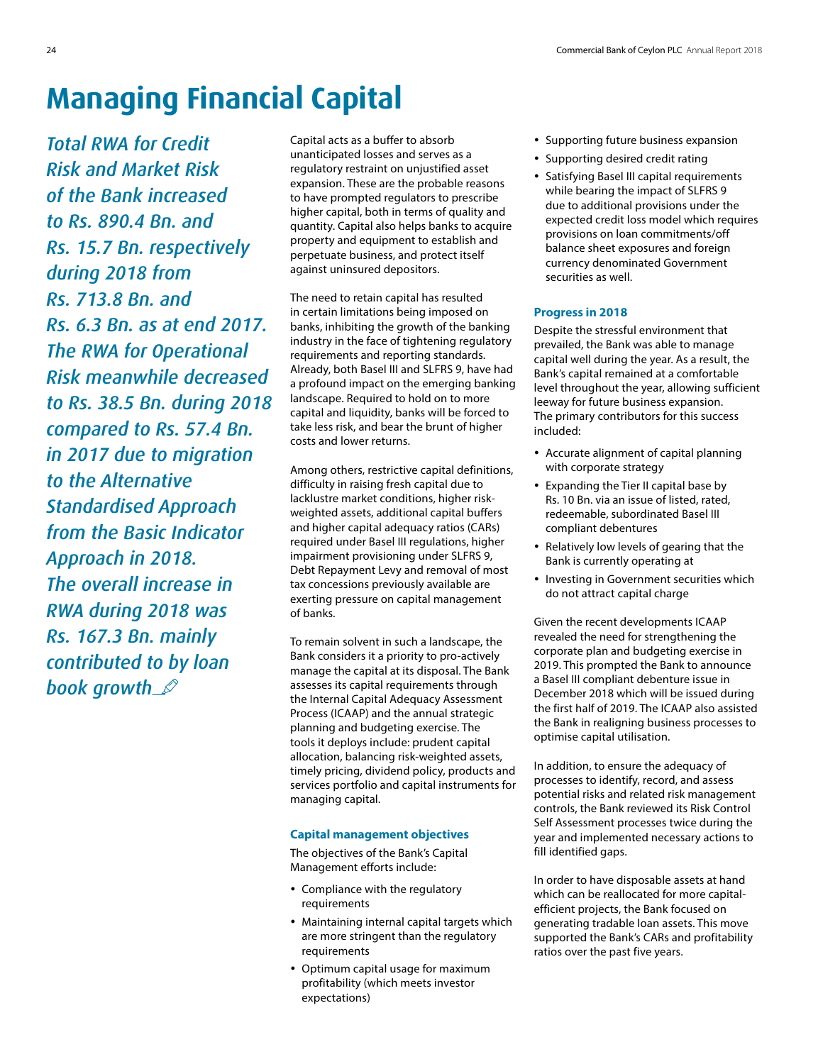# Managing Financial Capital

*Total RWA for Credit Risk and Market Risk of the Bank increased to Rs. 890.4 Bn. and Rs. 15.7 Bn. respectively during 2018 from Rs. 713.8 Bn. and Rs. 6.3 Bn. as at end 2017. The RWA for Operational Risk meanwhile decreased to Rs. 38.5 Bn. during 2018 compared to Rs. 57.4 Bn. in 2017 due to migration to the Alternative Standardised Approach from the Basic Indicator Approach in 2018. The overall increase in RWA during 2018 was Rs. 167.3 Bn. mainly contributed to by loan book growth*

Capital acts as a buffer to absorb unanticipated losses and serves as a regulatory restraint on unjustified asset expansion. These are the probable reasons to have prompted regulators to prescribe higher capital, both in terms of quality and quantity. Capital also helps banks to acquire property and equipment to establish and perpetuate business, and protect itself against uninsured depositors.

The need to retain capital has resulted in certain limitations being imposed on banks, inhibiting the growth of the banking industry in the face of tightening regulatory requirements and reporting standards. Already, both Basel III and SLFRS 9, have had a profound impact on the emerging banking landscape. Required to hold on to more capital and liquidity, banks will be forced to take less risk, and bear the brunt of higher costs and lower returns.

Among others, restrictive capital definitions, difficulty in raising fresh capital due to lacklustre market conditions, higher risk-weighted assets, additional capital buffers and higher capital adequacy ratios (CARs) required under Basel III regulations, higher impairment provisioning under SLFRS 9, Debt Repayment Levy and removal of most tax concessions previously available are exerting pressure on capital management of banks.

To remain solvent in such a landscape, the Bank considers it a priority to pro-actively manage the capital at its disposal. The Bank assesses its capital requirements through the Internal Capital Adequacy Assessment Process (ICAAP) and the annual strategic planning and budgeting exercise. The tools it deploys include: prudent capital allocation, balancing risk-weighted assets, timely pricing, dividend policy, products and services portfolio and capital instruments for managing capital.

### Capital management objectives

The objectives of the Bank's Capital Management efforts include:

- Compliance with the regulatory requirements
- Maintaining internal capital targets which are more stringent than the regulatory requirements
- Optimum capital usage for maximum profitability (which meets investor expectations)
- Supporting future business expansion
- Supporting desired credit rating
- Satisfying Basel III capital requirements while bearing the impact of SLFRS 9 due to additional provisions under the expected credit loss model which requires provisions on loan commitments/off balance sheet exposures and foreign currency denominated Government securities as well.

### Progress in 2018

Despite the stressful environment that prevailed, the Bank was able to manage capital well during the year. As a result, the Bank's capital remained at a comfortable level throughout the year, allowing sufficient leeway for future business expansion. The primary contributors for this success included:

- Accurate alignment of capital planning with corporate strategy
- Expanding the Tier II capital base by Rs. 10 Bn. via an issue of listed, rated, redeemable, subordinated Basel III compliant debentures
- Relatively low levels of gearing that the Bank is currently operating at
- Investing in Government securities which do not attract capital charge

Given the recent developments ICAAP revealed the need for strengthening the corporate plan and budgeting exercise in 2019. This prompted the Bank to announce a Basel III compliant debenture issue in December 2018 which will be issued during the first half of 2019. The ICAAP also assisted the Bank in realigning business processes to optimise capital utilisation.

In addition, to ensure the adequacy of processes to identify, record, and assess potential risks and related risk management controls, the Bank reviewed its Risk Control Self Assessment processes twice during the year and implemented necessary actions to fill identified gaps.

In order to have disposable assets at hand which can be reallocated for more capital-efficient projects, the Bank focused on generating tradable loan assets. This move supported the Bank's CARs and profitability ratios over the past five years.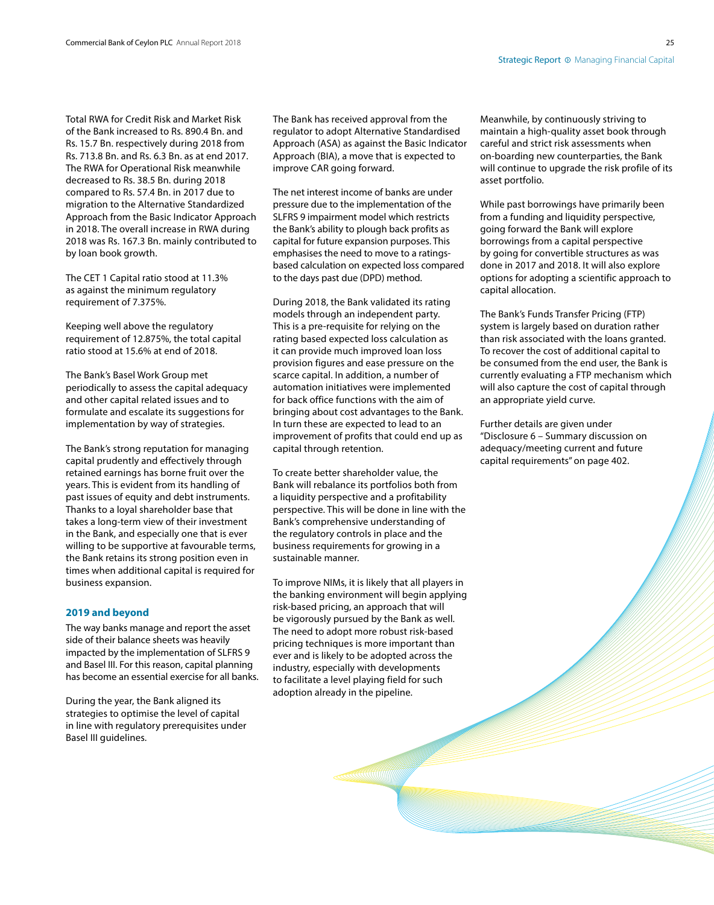Total RWA for Credit Risk and Market Risk of the Bank increased to Rs. 890.4 Bn. and Rs. 15.7 Bn. respectively during 2018 from Rs. 713.8 Bn. and Rs. 6.3 Bn. as at end 2017. The RWA for Operational Risk meanwhile decreased to Rs. 38.5 Bn. during 2018 compared to Rs. 57.4 Bn. in 2017 due to migration to the Alternative Standardized Approach from the Basic Indicator Approach in 2018. The overall increase in RWA during 2018 was Rs. 167.3 Bn. mainly contributed to by loan book growth.

The CET 1 Capital ratio stood at 11.3% as against the minimum regulatory requirement of 7.375%.

Keeping well above the regulatory requirement of 12.875%, the total capital ratio stood at 15.6% at end of 2018.

The Bank's Basel Work Group met periodically to assess the capital adequacy and other capital related issues and to formulate and escalate its suggestions for implementation by way of strategies.

The Bank's strong reputation for managing capital prudently and effectively through retained earnings has borne fruit over the years. This is evident from its handling of past issues of equity and debt instruments. Thanks to a loyal shareholder base that takes a long-term view of their investment in the Bank, and especially one that is ever willing to be supportive at favourable terms, the Bank retains its strong position even in times when additional capital is required for business expansion.

## 2019 and beyond

The way banks manage and report the asset side of their balance sheets was heavily impacted by the implementation of SLFRS 9 and Basel III. For this reason, capital planning has become an essential exercise for all banks.

During the year, the Bank aligned its strategies to optimise the level of capital in line with regulatory prerequisites under Basel III guidelines.

The Bank has received approval from the regulator to adopt Alternative Standardised Approach (ASA) as against the Basic Indicator Approach (BIA), a move that is expected to improve CAR going forward.

The net interest income of banks are under pressure due to the implementation of the SLFRS 9 impairment model which restricts the Bank's ability to plough back profits as capital for future expansion purposes. This emphasises the need to move to a ratings-based calculation on expected loss compared to the days past due (DPD) method.

During 2018, the Bank validated its rating models through an independent party. This is a pre-requisite for relying on the rating based expected loss calculation as it can provide much improved loan loss provision figures and ease pressure on the scarce capital. In addition, a number of automation initiatives were implemented for back office functions with the aim of bringing about cost advantages to the Bank. In turn these are expected to lead to an improvement of profits that could end up as capital through retention.

To create better shareholder value, the Bank will rebalance its portfolios both from a liquidity perspective and a profitability perspective. This will be done in line with the Bank's comprehensive understanding of the regulatory controls in place and the business requirements for growing in a sustainable manner.

To improve NIMs, it is likely that all players in the banking environment will begin applying risk-based pricing, an approach that will be vigorously pursued by the Bank as well. The need to adopt more robust risk-based pricing techniques is more important than ever and is likely to be adopted across the industry, especially with developments to facilitate a level playing field for such adoption already in the pipeline.

Meanwhile, by continuously striving to maintain a high-quality asset book through careful and strict risk assessments when on-boarding new counterparties, the Bank will continue to upgrade the risk profile of its asset portfolio.

While past borrowings have primarily been from a funding and liquidity perspective, going forward the Bank will explore borrowings from a capital perspective by going for convertible structures as was done in 2017 and 2018. It will also explore options for adopting a scientific approach to capital allocation.

The Bank's Funds Transfer Pricing (FTP) system is largely based on duration rather than risk associated with the loans granted. To recover the cost of additional capital to be consumed from the end user, the Bank is currently evaluating a FTP mechanism which will also capture the cost of capital through an appropriate yield curve.

Further details are given under "Disclosure 6 – Summary discussion on adequacy/meeting current and future capital requirements" on page 402.